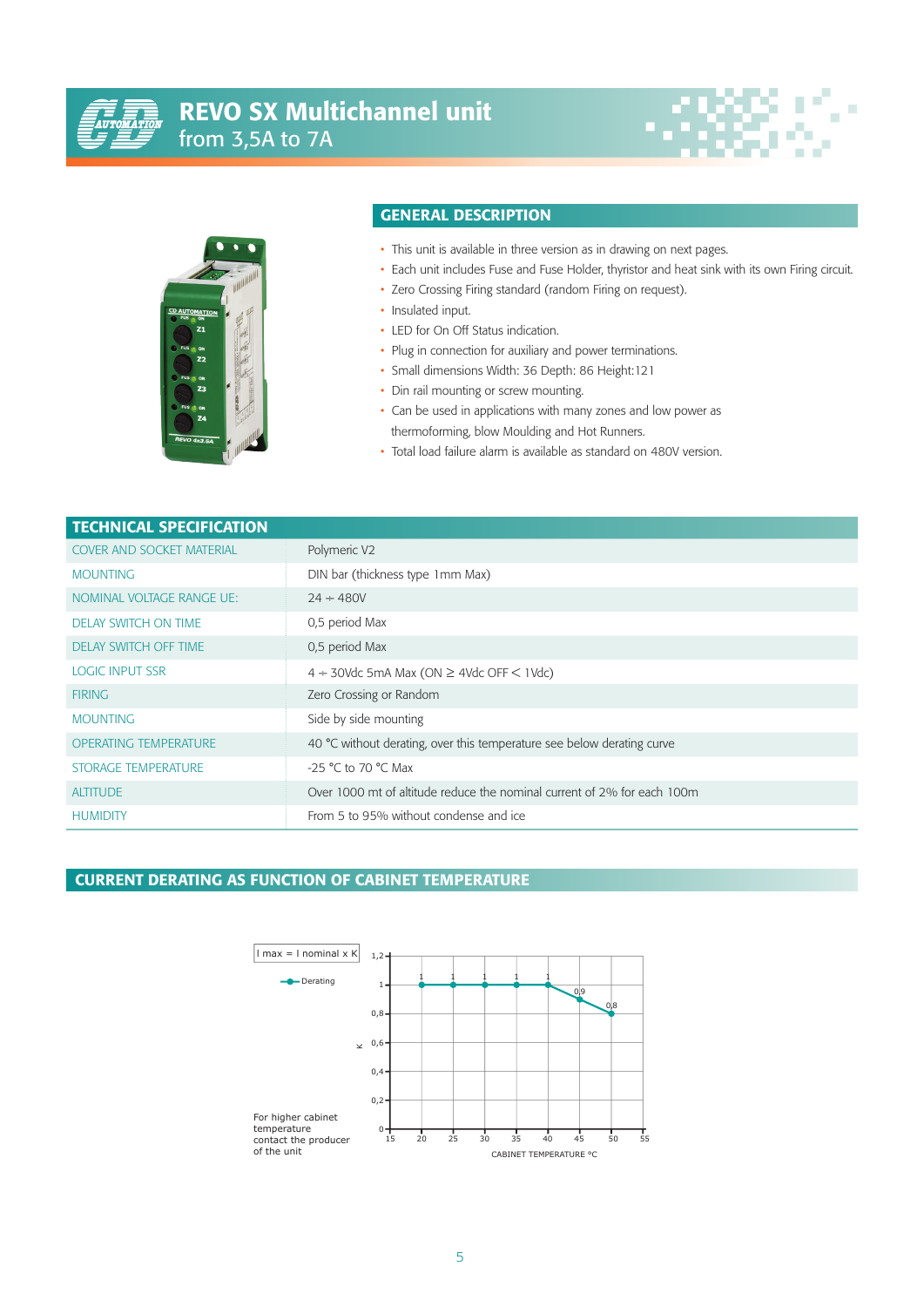# REVO SX Multichannel unit

from 3,5A to 7A

## GENERAL DESCRIPTION

- This unit is available in three version as in drawing on next pages.
- Each unit includes Fuse and Fuse Holder, thyristor and heat sink with its own Firing circuit.
- Zero Crossing Firing standard (random Firing on request).
- Insulated input.
- LED for On Off Status indication.
- Plug in connection for auxiliary and power terminations.
- Small dimensions Width: 36 Depth: 86 Height:121
- Din rail mounting or screw mounting.
- Can be used in applications with many zones and low power as thermoforming, blow Moulding and Hot Runners.
- Total load failure alarm is available as standard on 480V version.

## TECHNICAL SPECIFICATION

| | |
|---|---|
| COVER AND SOCKET MATERIAL | Polymeric V2 |
| MOUNTING | DIN bar (thickness type 1mm Max) |
| NOMINAL VOLTAGE RANGE UE: | 24 ÷ 480V |
| DELAY SWITCH ON TIME | 0,5 period Max |
| DELAY SWITCH OFF TIME | 0,5 period Max |
| LOGIC INPUT SSR | 4 ÷ 30Vdc 5mA Max (ON ≥ 4Vdc OFF < 1Vdc) |
| FIRING | Zero Crossing or Random |
| MOUNTING | Side by side mounting |
| OPERATING TEMPERATURE | 40 °C without derating, over this temperature see below derating curve |
| STORAGE TEMPERATURE | -25 °C to 70 °C Max |
| ALTITUDE | Over 1000 mt of altitude reduce the nominal current of 2% for each 100m |
| HUMIDITY | From 5 to 95% without condense and ice |

## CURRENT DERATING AS FUNCTION OF CABINET TEMPERATURE

I max = I nominal x K

Derating

K

1,2
1
0,8
0,6
0,4
0,2
0

1 1 1 1 1 0,9 0,8

15 20 25 30 35 40 45 50 55

CABINET TEMPERATURE °C

For higher cabinet temperature contact the producer of the unit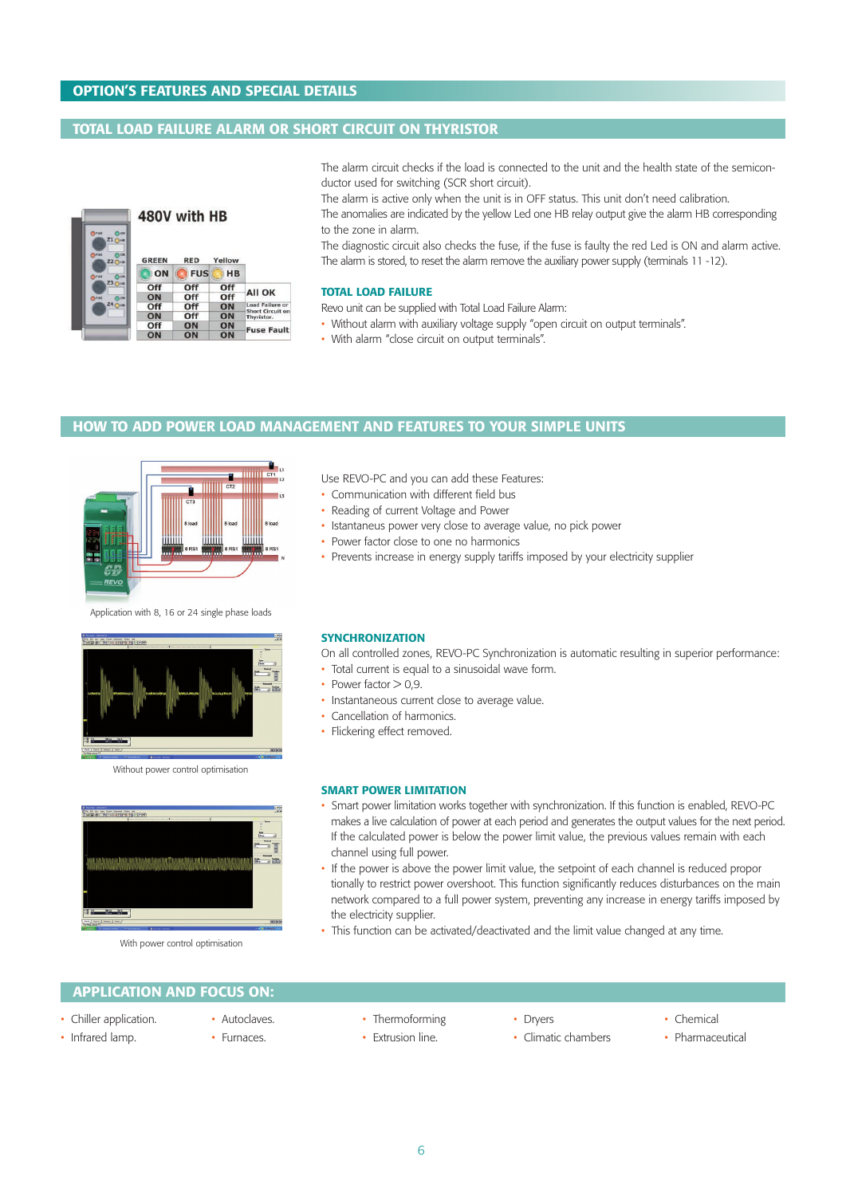## OPTION'S FEATURES AND SPECIAL DETAILS

### TOTAL LOAD FAILURE ALARM OR SHORT CIRCUIT ON THYRISTOR

480V with HB

| GREEN ON | RED FUS | Yellow HB | |
|---|---|---|---|
| Off | Off | Off | All OK |
| ON | Off | Off | |
| Off | Off | ON | Load Failure or Short Circuit on Thyristor. |
| ON | Off | ON | |
| Off | ON | ON | Fuse Fault |
| ON | ON | ON | |

The alarm circuit checks if the load is connected to the unit and the health state of the semiconductor used for switching (SCR short circuit).
The alarm is active only when the unit is in OFF status. This unit don't need calibration.
The anomalies are indicated by the yellow Led one HB relay output give the alarm HB corresponding to the zone in alarm.
The diagnostic circuit also checks the fuse, if the fuse is faulty the red Led is ON and alarm active.
The alarm is stored, to reset the alarm remove the auxiliary power supply (terminals 11 -12).

#### TOTAL LOAD FAILURE

Revo unit can be supplied with Total Load Failure Alarm:

- Without alarm with auxiliary voltage supply "open circuit on output terminals".
- With alarm "close circuit on output terminals".

### HOW TO ADD POWER LOAD MANAGEMENT AND FEATURES TO YOUR SIMPLE UNITS

Application with 8, 16 or 24 single phase loads

Use REVO-PC and you can add these Features:

- Communication with different field bus
- Reading of current Voltage and Power
- Istantaneus power very close to average value, no pick power
- Power factor close to one no harmonics
- Prevents increase in energy supply tariffs imposed by your electricity supplier

#### SYNCHRONIZATION

On all controlled zones, REVO-PC Synchronization is automatic resulting in superior performance:

- Total current is equal to a sinusoidal wave form.
- Power factor > 0,9.
- Instantaneous current close to average value.
- Cancellation of harmonics.
- Flickering effect removed.

Without power control optimisation

#### SMART POWER LIMITATION

- Smart power limitation works together with synchronization. If this function is enabled, REVO-PC makes a live calculation of power at each period and generates the output values for the next period. If the calculated power is below the power limit value, the previous values remain with each channel using full power.
- If the power is above the power limit value, the setpoint of each channel is reduced propor tionally to restrict power overshoot. This function significantly reduces disturbances on the main network compared to a full power system, preventing any increase in energy tariffs imposed by the electricity supplier.
- This function can be activated/deactivated and the limit value changed at any time.

With power control optimisation

### APPLICATION AND FOCUS ON:

- Chiller application.
- Infrared lamp.
- Autoclaves.
- Furnaces.
- Thermoforming
- Extrusion line.
- Dryers
- Climatic chambers
- Chemical
- Pharmaceutical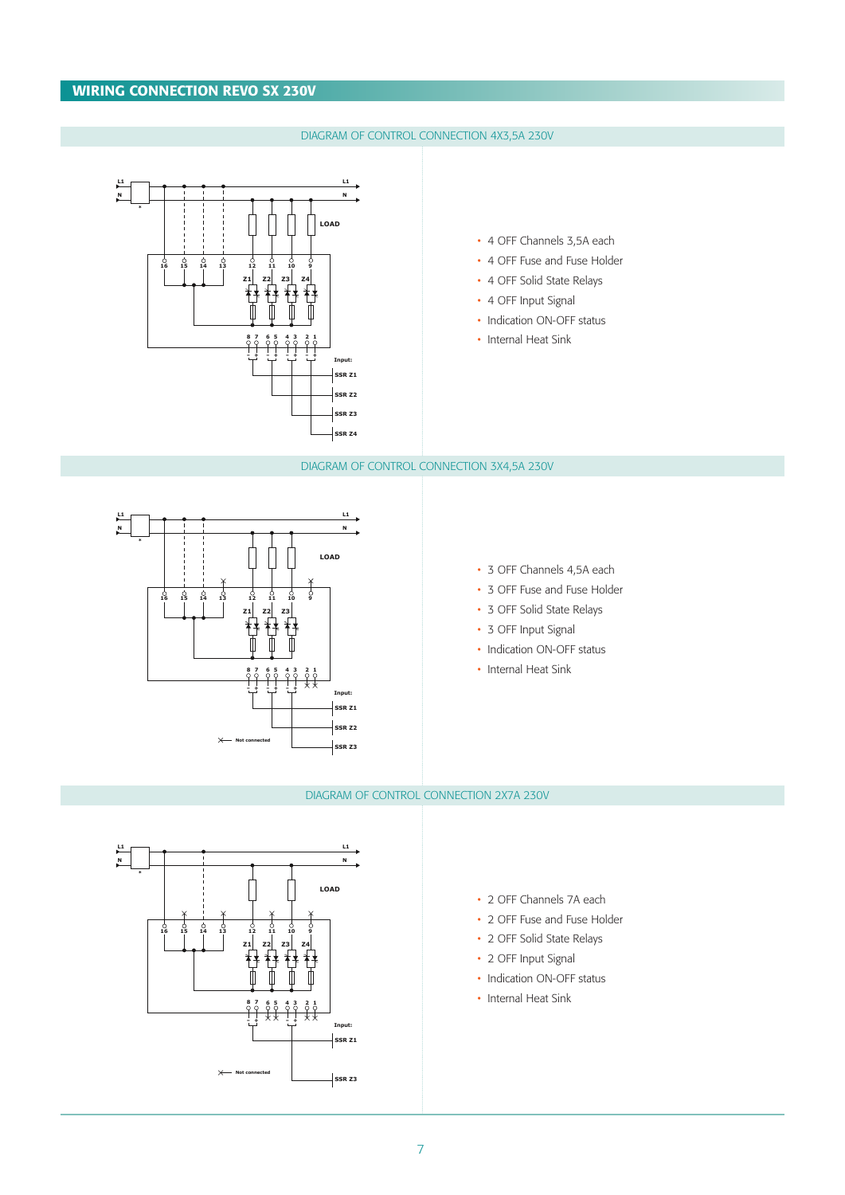## WIRING CONNECTION REVO SX 230V

### DIAGRAM OF CONTROL CONNECTION 4X3,5A 230V

L1
N
L1
N
LOAD
16 15 14 13 12 11 10 9
Z1 Z2 Z3 Z4
8 7 6 5 4 3 2 1
Input:
SSR Z1
SSR Z2
SSR Z3
SSR Z4

- 4 OFF Channels 3,5A each
- 4 OFF Fuse and Fuse Holder
- 4 OFF Solid State Relays
- 4 OFF Input Signal
- Indication ON-OFF status
- Internal Heat Sink

### DIAGRAM OF CONTROL CONNECTION 3X4,5A 230V

L1
N
L1
N
LOAD
16 15 14 13 12 11 10 9
Z1 Z2 Z3
8 7 6 5 4 3 2 1
Input:
SSR Z1
SSR Z2
SSR Z3
Not connected

- 3 OFF Channels 4,5A each
- 3 OFF Fuse and Fuse Holder
- 3 OFF Solid State Relays
- 3 OFF Input Signal
- Indication ON-OFF status
- Internal Heat Sink

### DIAGRAM OF CONTROL CONNECTION 2X7A 230V

L1
N
L1
N
LOAD
16 15 14 13 12 11 10 9
Z1 Z2 Z3 Z4
8 7 6 5 4 3 2 1
Input:
SSR Z1
SSR Z3
Not connected

- 2 OFF Channels 7A each
- 2 OFF Fuse and Fuse Holder
- 2 OFF Solid State Relays
- 2 OFF Input Signal
- Indication ON-OFF status
- Internal Heat Sink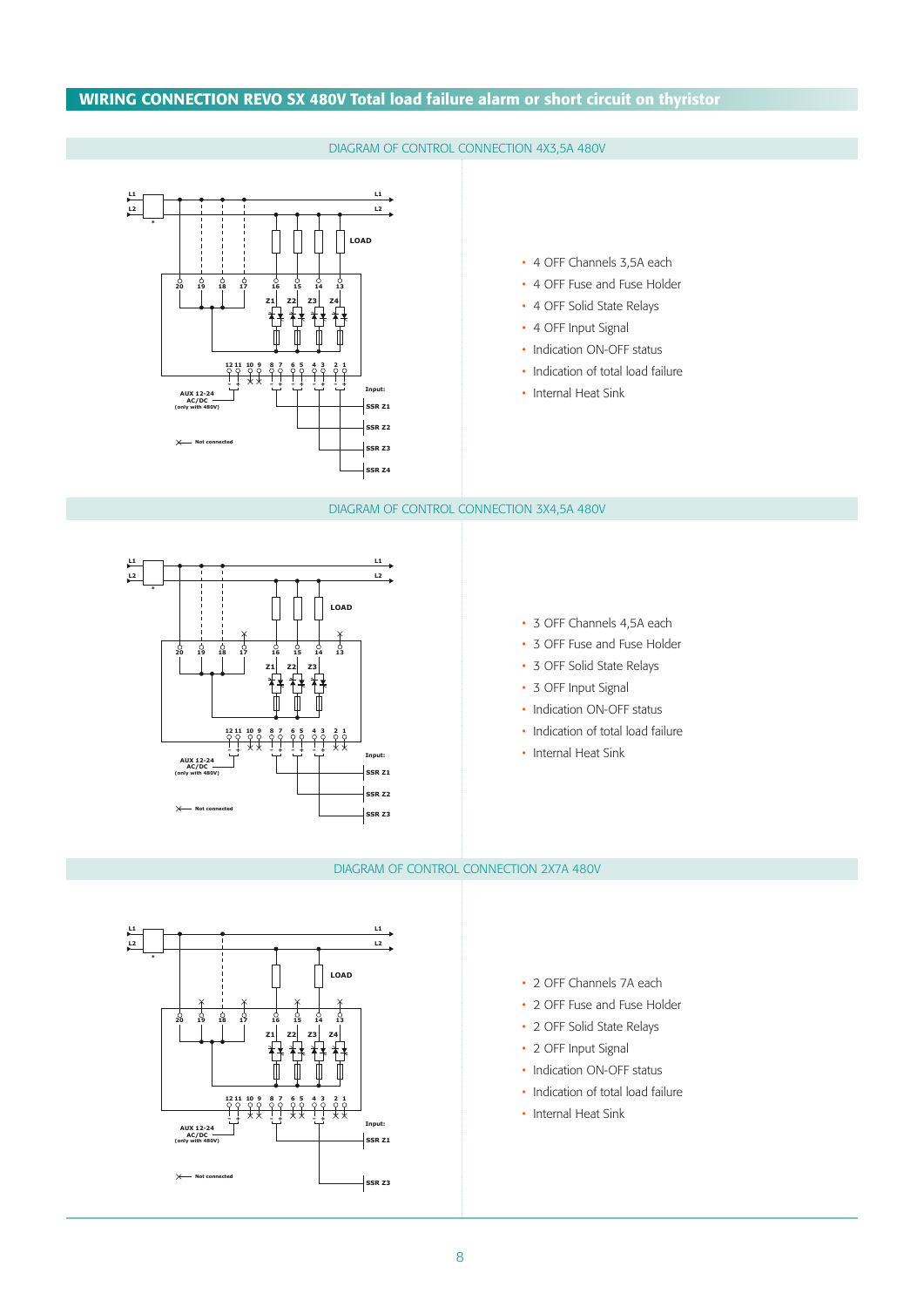## WIRING CONNECTION REVO SX 480V Total load failure alarm or short circuit on thyristor

### DIAGRAM OF CONTROL CONNECTION 4X3,5A 480V

L1
L2
*
L1
L2
LOAD
20 19 18 17 16 15 14 13
Z1 Z2 Z3 Z4
12 11 10 9 8 7 6 5 4 3 2 1
AUX 12-24 AC/DC (only with 480V)
Input:
SSR Z1
SSR Z2
SSR Z3
SSR Z4
Not connected

- 4 OFF Channels 3,5A each
- 4 OFF Fuse and Fuse Holder
- 4 OFF Solid State Relays
- 4 OFF Input Signal
- Indication ON-OFF status
- Indication of total load failure
- Internal Heat Sink

### DIAGRAM OF CONTROL CONNECTION 3X4,5A 480V

L1
L2
*
L1
L2
LOAD
20 19 18 17 16 15 14 13
Z1 Z2 Z3
12 11 10 9 8 7 6 5 4 3 2 1
AUX 12-24 AC/DC (only with 480V)
Input:
SSR Z1
SSR Z2
SSR Z3
Not connected

- 3 OFF Channels 4,5A each
- 3 OFF Fuse and Fuse Holder
- 3 OFF Solid State Relays
- 3 OFF Input Signal
- Indication ON-OFF status
- Indication of total load failure
- Internal Heat Sink

### DIAGRAM OF CONTROL CONNECTION 2X7A 480V

L1
L2
*
L1
L2
LOAD
20 19 18 17 16 15 14 13
Z1 Z2 Z3 Z4
12 11 10 9 8 7 6 5 4 3 2 1
AUX 12-24 AC/DC (only with 480V)
Input:
SSR Z1
SSR Z3
Not connected

- 2 OFF Channels 7A each
- 2 OFF Fuse and Fuse Holder
- 2 OFF Solid State Relays
- 2 OFF Input Signal
- Indication ON-OFF status
- Indication of total load failure
- Internal Heat Sink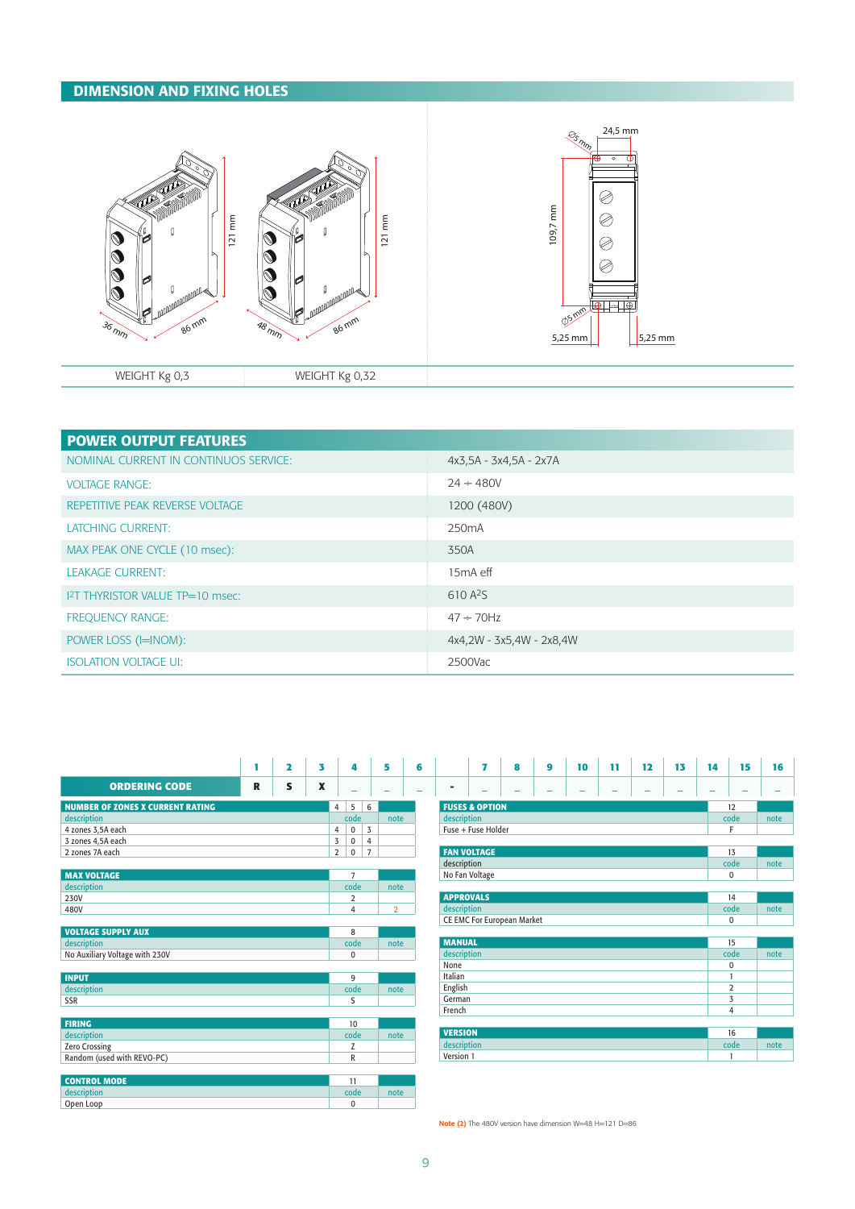## DIMENSION AND FIXING HOLES

36 mm
86 mm
121 mm

48 mm
86 mm
121 mm

Ø5 mm
24,5 mm
109,7 mm
Ø5 mm
5,25 mm
5,25 mm

| WEIGHT Kg 0,3 | WEIGHT Kg 0,32 |
|---|---|

## POWER OUTPUT FEATURES

| | |
|---|---|
| NOMINAL CURRENT IN CONTINUOS SERVICE: | 4x3,5A - 3x4,5A - 2x7A |
| VOLTAGE RANGE: | 24 ÷ 480V |
| REPETITIVE PEAK REVERSE VOLTAGE | 1200 (480V) |
| LATCHING CURRENT: | 250mA |
| MAX PEAK ONE CYCLE (10 msec): | 350A |
| LEAKAGE CURRENT: | 15mA eff |
| I²T THYRISTOR VALUE TP=10 msec: | 610 A²S |
| FREQUENCY RANGE: | 47 ÷ 70Hz |
| POWER LOSS (I=INOM): | 4x4,2W - 3x5,4W - 2x8,4W |
| ISOLATION VOLTAGE UI: | 2500Vac |

| ORDERING CODE | 1 | 2 | 3 | 4 | 5 | 6 | | 7 | 8 | 9 | 10 | 11 | 12 | 13 | 14 | 15 | 16 |
|---|---|---|---|---|---|---|---|---|---|---|---|---|---|---|---|---|---|
| | R | S | X | _ | _ | _ | - | _ | _ | _ | _ | _ | _ | _ | _ | _ | _ |

| NUMBER OF ZONES X CURRENT RATING | 4 | 5 | 6 | |
|---|---|---|---|---|
| description | code | | | note |
| 4 zones 3,5A each | 4 | 0 | 3 | |
| 3 zones 4,5A each | 3 | 0 | 4 | |
| 2 zones 7A each | 2 | 0 | 7 | |

| MAX VOLTAGE | 7 | |
|---|---|---|
| description | code | note |
| 230V | 2 | |
| 480V | 4 | 2 |

| VOLTAGE SUPPLY AUX | 8 | |
|---|---|---|
| description | code | note |
| No Auxiliary Voltage with 230V | 0 | |

| INPUT | 9 | |
|---|---|---|
| description | code | note |
| SSR | S | |

| FIRING | 10 | |
|---|---|---|
| description | code | note |
| Zero Crossing | Z | |
| Random (used with REVO-PC) | R | |

| CONTROL MODE | 11 | |
|---|---|---|
| description | code | note |
| Open Loop | 0 | |

| FUSES & OPTION | 12 | |
|---|---|---|
| description | code | note |
| Fuse + Fuse Holder | F | |

| FAN VOLTAGE | 13 | |
|---|---|---|
| description | code | note |
| No Fan Voltage | 0 | |

| APPROVALS | 14 | |
|---|---|---|
| description | code | note |
| CE EMC For European Market | 0 | |

| MANUAL | 15 | |
|---|---|---|
| description | code | note |
| None | 0 | |
| Italian | 1 | |
| English | 2 | |
| German | 3 | |
| French | 4 | |

| VERSION | 16 | |
|---|---|---|
| description | code | note |
| Version 1 | 1 | |

**Note (2)** The 480V version have dimension W=48 H=121 D=86